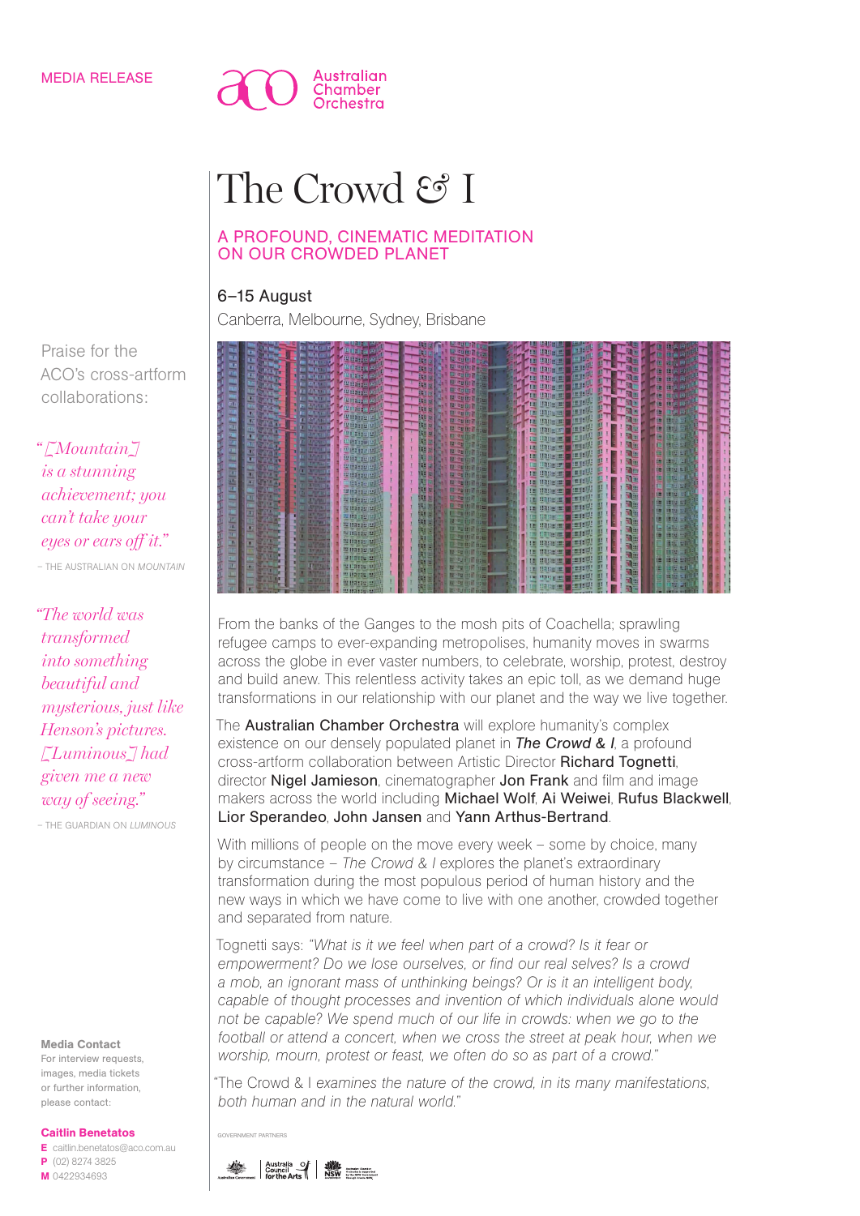MEDIA RELEASE

Australian Chamber Orchestra

# The Crowd & I

## A PROFOUND, CINEMATIC MEDITATION ON OUR CROWDED PLANET

6–15 August

Canberra, Melbourne, Sydney, Brisbane

From the banks of the Ganges to the mosh pits of Coachella; sprawling refugee camps to ever-expanding metropolises, humanity moves in swarms across the globe in ever vaster numbers, to celebrate, worship, protest, destroy and build anew. This relentless activity takes an epic toll, as we demand huge transformations in our relationship with our planet and the way we live together.

The **Australian Chamber Orchestra** will explore humanity's complex existence on our densely populated planet in ***The Crowd & I***, a profound cross-artform collaboration between Artistic Director **Richard Tognetti**, director **Nigel Jamieson**, cinematographer **Jon Frank** and film and image makers across the world including **Michael Wolf**, **Ai Weiwei**, **Rufus Blackwell**, **Lior Sperandeo**, **John Jansen** and **Yann Arthus-Bertrand**.

With millions of people on the move every week – some by choice, many by circumstance – *The Crowd & I* explores the planet's extraordinary transformation during the most populous period of human history and the new ways in which we have come to live with one another, crowded together and separated from nature.

Tognetti says: *"What is it we feel when part of a crowd? Is it fear or empowerment? Do we lose ourselves, or find our real selves? Is a crowd a mob, an ignorant mass of unthinking beings? Or is it an intelligent body, capable of thought processes and invention of which individuals alone would not be capable? We spend much of our life in crowds: when we go to the football or attend a concert, when we cross the street at peak hour, when we worship, mourn, protest or feast, we often do so as part of a crowd."*

"The Crowd & I *examines the nature of the crowd, in its many manifestations, both human and in the natural world."*

Praise for the ACO's cross-artform collaborations:

*"[Mountain] is a stunning achievement; you can't take your eyes or ears off it."*

– THE AUSTRALIAN ON *MOUNTAIN*

*"The world was transformed into something beautiful and mysterious, just like Henson's pictures. [Luminous] had given me a new way of seeing."*

– THE GUARDIAN ON *LUMINOUS*

**Media Contact**

For interview requests, images, media tickets or further information, please contact:

**Caitlin Benetatos**

**E** caitlin.benetatos@aco.com.au

**P** (02) 8274 3825

**M** 0422934693

GOVERNMENT PARTNERS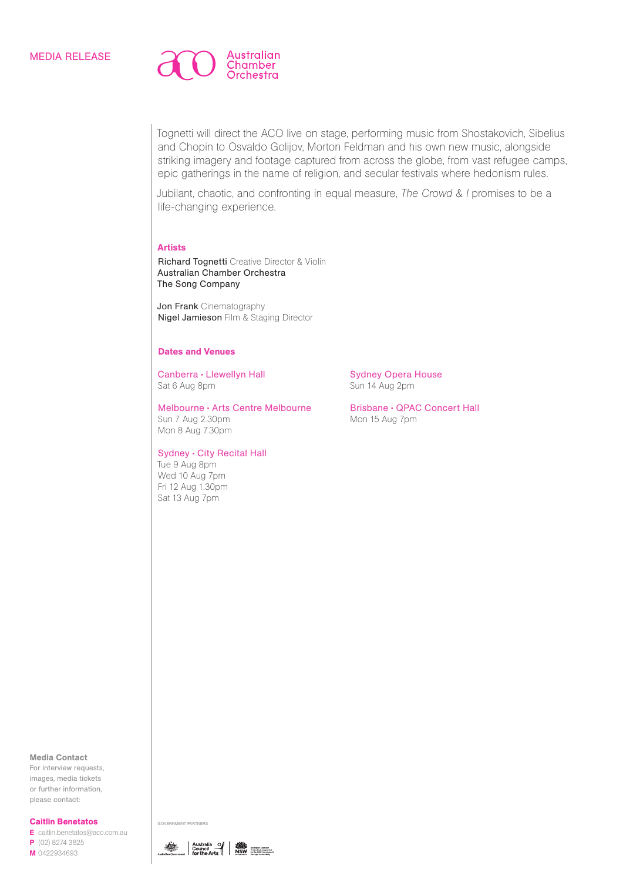MEDIA RELEASE

Tognetti will direct the ACO live on stage, performing music from Shostakovich, Sibelius and Chopin to Osvaldo Golijov, Morton Feldman and his own new music, alongside striking imagery and footage captured from across the globe, from vast refugee camps, epic gatherings in the name of religion, and secular festivals where hedonism rules.

Jubilant, chaotic, and confronting in equal measure, *The Crowd & I* promises to be a life-changing experience.

**Artists**

Richard Tognetti Creative Director & Violin
Australian Chamber Orchestra
The Song Company

Jon Frank Cinematography
Nigel Jamieson Film & Staging Director

**Dates and Venues**

Canberra • Llewellyn Hall
Sat 6 Aug 8pm

Melbourne • Arts Centre Melbourne
Sun 7 Aug 2.30pm
Mon 8 Aug 7.30pm

Sydney • City Recital Hall
Tue 9 Aug 8pm
Wed 10 Aug 7pm
Fri 12 Aug 1.30pm
Sat 13 Aug 7pm

Sydney Opera House
Sun 14 Aug 2pm

Brisbane • QPAC Concert Hall
Mon 15 Aug 7pm

**Media Contact**
For interview requests, images, media tickets or further information, please contact:

**Caitlin Benetatos**
**E** caitlin.benetatos@aco.com.au
**P** (02) 8274 3825
**M** 0422934693

GOVERNMENT PARTNERS